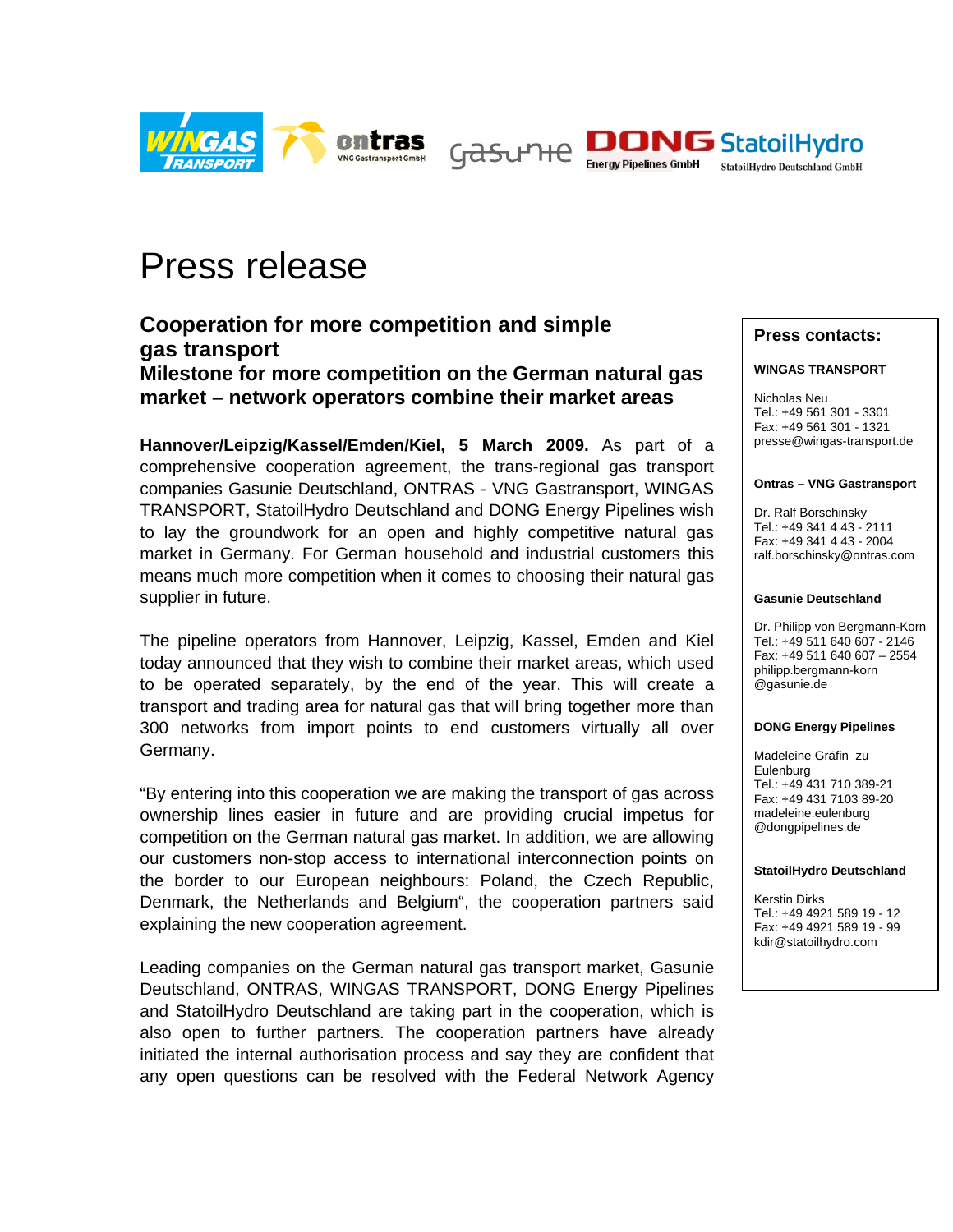# Press release

## Cooperation for more competition and simple gas transport

### Milestone for more competition on the German natural gas market – network operators combine their market areas

**Hannover/Leipzig/Kassel/Emden/Kiel, 5 March 2009.** As part of a comprehensive cooperation agreement, the trans-regional gas transport companies Gasunie Deutschland, ONTRAS - VNG Gastransport, WINGAS TRANSPORT, StatoilHydro Deutschland and DONG Energy Pipelines wish to lay the groundwork for an open and highly competitive natural gas market in Germany. For German household and industrial customers this means much more competition when it comes to choosing their natural gas supplier in future.

The pipeline operators from Hannover, Leipzig, Kassel, Emden and Kiel today announced that they wish to combine their market areas, which used to be operated separately, by the end of the year. This will create a transport and trading area for natural gas that will bring together more than 300 networks from import points to end customers virtually all over Germany.

“By entering into this cooperation we are making the transport of gas across ownership lines easier in future and are providing crucial impetus for competition on the German natural gas market. In addition, we are allowing our customers non-stop access to international interconnection points on the border to our European neighbours: Poland, the Czech Republic, Denmark, the Netherlands and Belgium“, the cooperation partners said explaining the new cooperation agreement.

Leading companies on the German natural gas transport market, Gasunie Deutschland, ONTRAS, WINGAS TRANSPORT, DONG Energy Pipelines and StatoilHydro Deutschland are taking part in the cooperation, which is also open to further partners. The cooperation partners have already initiated the internal authorisation process and say they are confident that any open questions can be resolved with the Federal Network Agency

**Press contacts:**

**WINGAS TRANSPORT**

Nicholas Neu
Tel.: +49 561 301 - 3301
Fax: +49 561 301 - 1321
presse@wingas-transport.de

**Ontras – VNG Gastransport**

Dr. Ralf Borschinsky
Tel.: +49 341 4 43 - 2111
Fax: +49 341 4 43 - 2004
ralf.borschinsky@ontras.com

**Gasunie Deutschland**

Dr. Philipp von Bergmann-Korn
Tel.: +49 511 640 607 - 2146
Fax: +49 511 640 607 – 2554
philipp.bergmann-korn@gasunie.de

**DONG Energy Pipelines**

Madeleine Gräfin zu Eulenburg
Tel.: +49 431 710 389-21
Fax: +49 431 7103 89-20
madeleine.eulenburg@dongpipelines.de

**StatoilHydro Deutschland**

Kerstin Dirks
Tel.: +49 4921 589 19 - 12
Fax: +49 4921 589 19 - 99
kdir@statoilhydro.com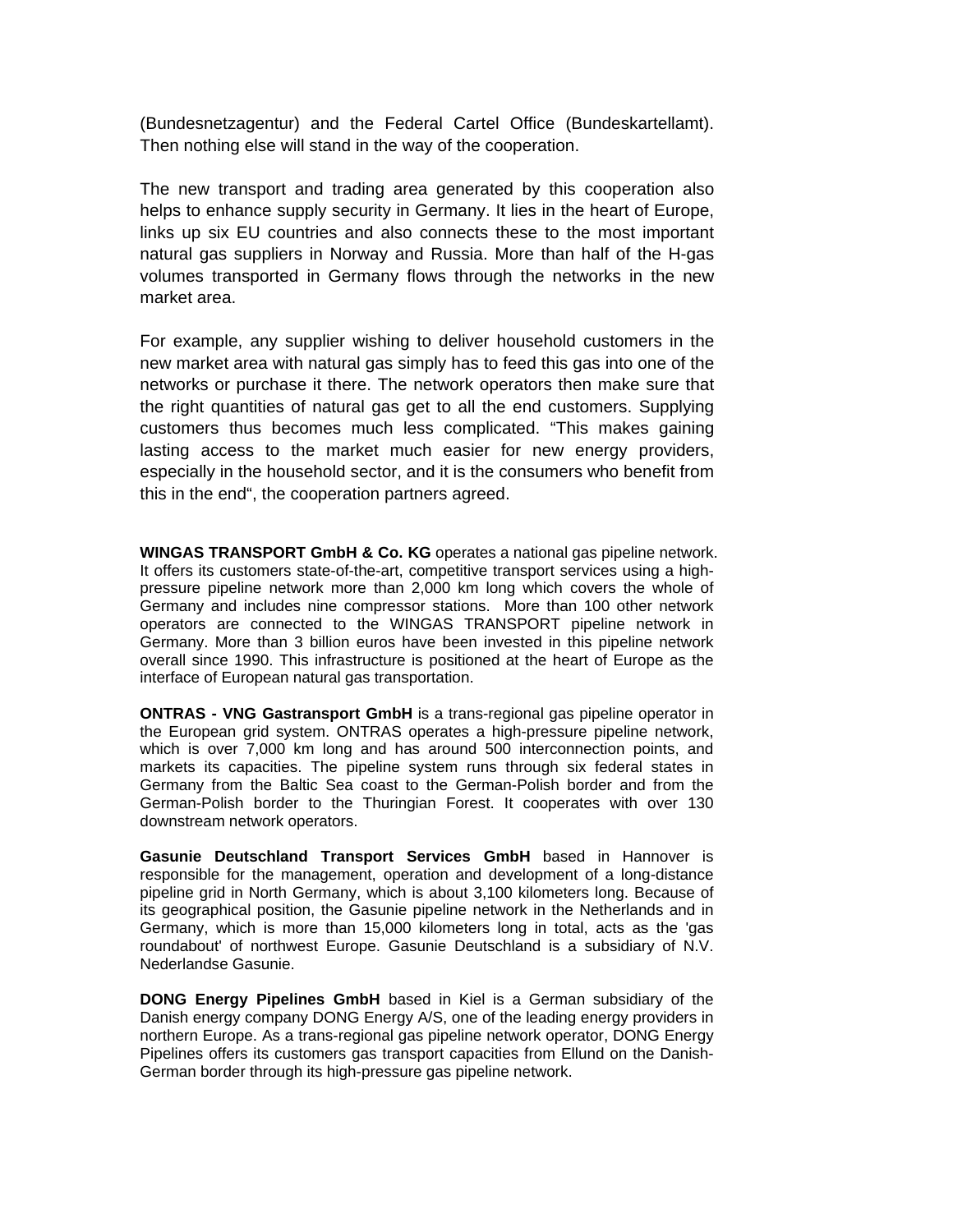(Bundesnetzagentur) and the Federal Cartel Office (Bundeskartellamt). Then nothing else will stand in the way of the cooperation.

The new transport and trading area generated by this cooperation also helps to enhance supply security in Germany. It lies in the heart of Europe, links up six EU countries and also connects these to the most important natural gas suppliers in Norway and Russia. More than half of the H-gas volumes transported in Germany flows through the networks in the new market area.

For example, any supplier wishing to deliver household customers in the new market area with natural gas simply has to feed this gas into one of the networks or purchase it there. The network operators then make sure that the right quantities of natural gas get to all the end customers. Supplying customers thus becomes much less complicated. "This makes gaining lasting access to the market much easier for new energy providers, especially in the household sector, and it is the consumers who benefit from this in the end", the cooperation partners agreed.

**WINGAS TRANSPORT GmbH & Co. KG** operates a national gas pipeline network. It offers its customers state-of-the-art, competitive transport services using a high-pressure pipeline network more than 2,000 km long which covers the whole of Germany and includes nine compressor stations. More than 100 other network operators are connected to the WINGAS TRANSPORT pipeline network in Germany. More than 3 billion euros have been invested in this pipeline network overall since 1990. This infrastructure is positioned at the heart of Europe as the interface of European natural gas transportation.

**ONTRAS - VNG Gastransport GmbH** is a trans-regional gas pipeline operator in the European grid system. ONTRAS operates a high-pressure pipeline network, which is over 7,000 km long and has around 500 interconnection points, and markets its capacities. The pipeline system runs through six federal states in Germany from the Baltic Sea coast to the German-Polish border and from the German-Polish border to the Thuringian Forest. It cooperates with over 130 downstream network operators.

**Gasunie Deutschland Transport Services GmbH** based in Hannover is responsible for the management, operation and development of a long-distance pipeline grid in North Germany, which is about 3,100 kilometers long. Because of its geographical position, the Gasunie pipeline network in the Netherlands and in Germany, which is more than 15,000 kilometers long in total, acts as the 'gas roundabout' of northwest Europe. Gasunie Deutschland is a subsidiary of N.V. Nederlandse Gasunie.

**DONG Energy Pipelines GmbH** based in Kiel is a German subsidiary of the Danish energy company DONG Energy A/S, one of the leading energy providers in northern Europe. As a trans-regional gas pipeline network operator, DONG Energy Pipelines offers its customers gas transport capacities from Ellund on the Danish-German border through its high-pressure gas pipeline network.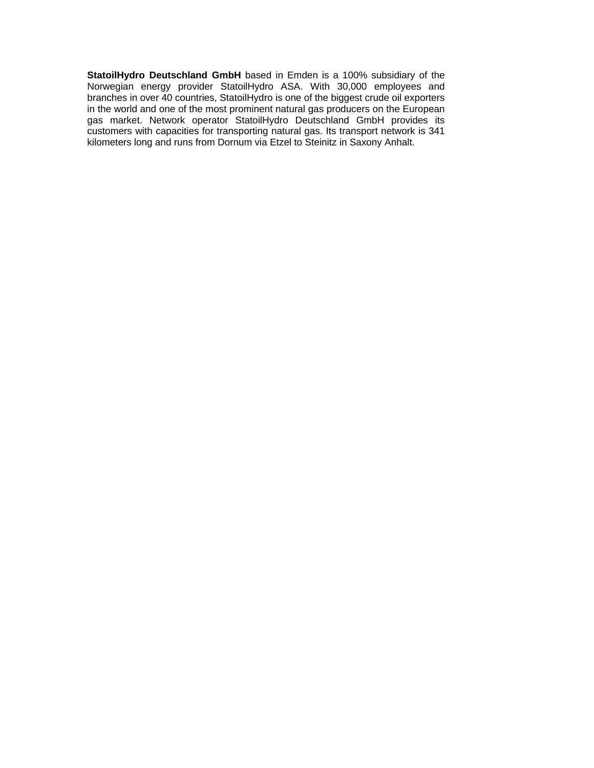**StatoilHydro Deutschland GmbH** based in Emden is a 100% subsidiary of the Norwegian energy provider StatoilHydro ASA. With 30,000 employees and branches in over 40 countries, StatoilHydro is one of the biggest crude oil exporters in the world and one of the most prominent natural gas producers on the European gas market. Network operator StatoilHydro Deutschland GmbH provides its customers with capacities for transporting natural gas. Its transport network is 341 kilometers long and runs from Dornum via Etzel to Steinitz in Saxony Anhalt.